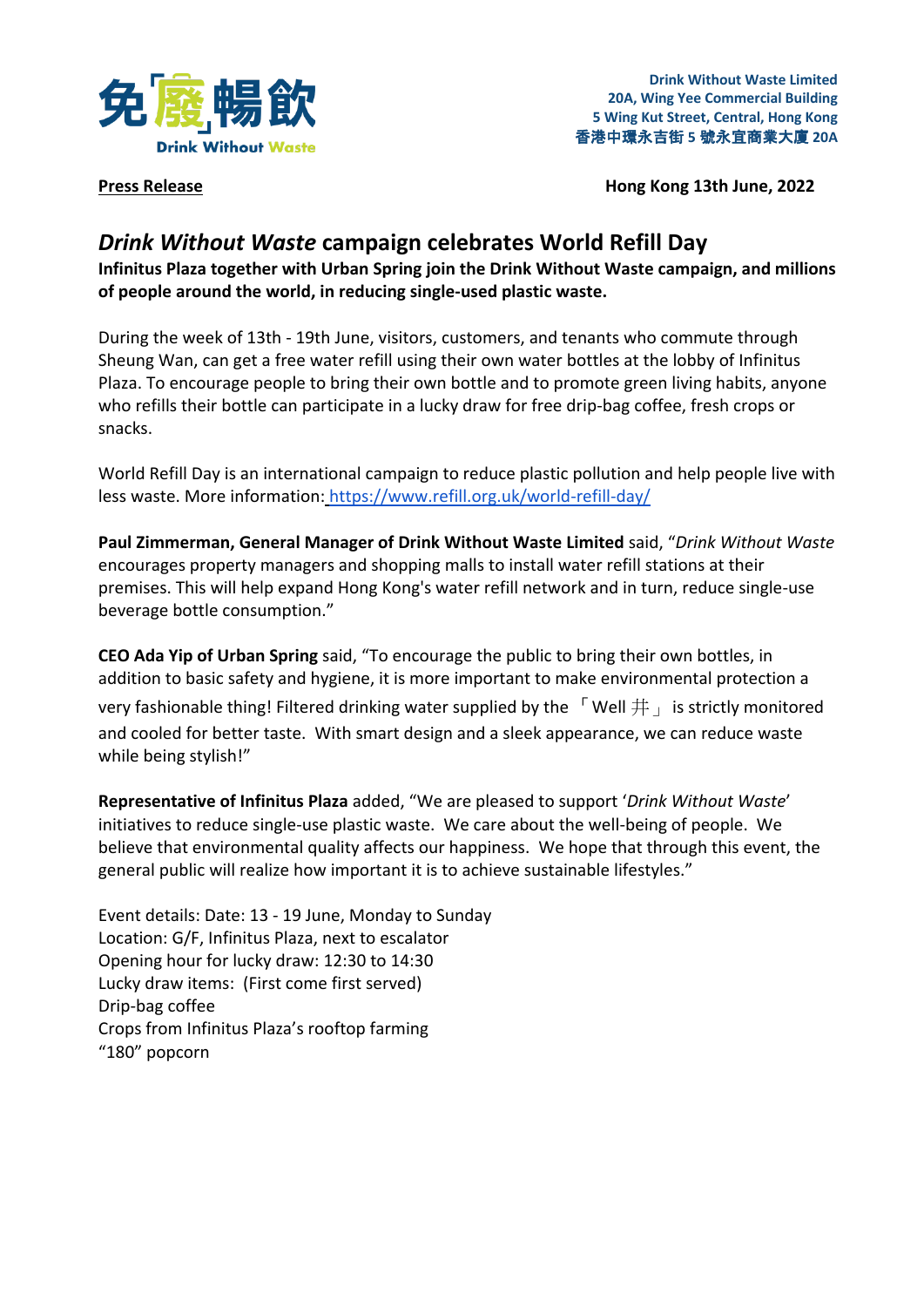免廢暢飲
Drink Without Waste

**Drink Without Waste Limited**
**20A, Wing Yee Commercial Building**
**5 Wing Kut Street, Central, Hong Kong**
**香港中環永吉街 5 號永宜商業大廈 20A**

**Press Release**

**Hong Kong 13th June, 2022**

## *Drink Without Waste* campaign celebrates World Refill Day

**Infinitus Plaza together with Urban Spring join the Drink Without Waste campaign, and millions of people around the world, in reducing single-used plastic waste.**

During the week of 13th - 19th June, visitors, customers, and tenants who commute through Sheung Wan, can get a free water refill using their own water bottles at the lobby of Infinitus Plaza. To encourage people to bring their own bottle and to promote green living habits, anyone who refills their bottle can participate in a lucky draw for free drip-bag coffee, fresh crops or snacks.

World Refill Day is an international campaign to reduce plastic pollution and help people live with less waste. More information: https://www.refill.org.uk/world-refill-day/

**Paul Zimmerman, General Manager of Drink Without Waste Limited** said, "*Drink Without Waste* encourages property managers and shopping malls to install water refill stations at their premises. This will help expand Hong Kong's water refill network and in turn, reduce single-use beverage bottle consumption."

**CEO Ada Yip of Urban Spring** said, "To encourage the public to bring their own bottles, in addition to basic safety and hygiene, it is more important to make environmental protection a very fashionable thing! Filtered drinking water supplied by the 「Well 井」 is strictly monitored and cooled for better taste. With smart design and a sleek appearance, we can reduce waste while being stylish!"

**Representative of Infinitus Plaza** added, "We are pleased to support '*Drink Without Waste*' initiatives to reduce single-use plastic waste. We care about the well-being of people. We believe that environmental quality affects our happiness. We hope that through this event, the general public will realize how important it is to achieve sustainable lifestyles."

Event details: Date: 13 - 19 June, Monday to Sunday
Location: G/F, Infinitus Plaza, next to escalator
Opening hour for lucky draw: 12:30 to 14:30
Lucky draw items: (First come first served)
Drip-bag coffee
Crops from Infinitus Plaza's rooftop farming
"180" popcorn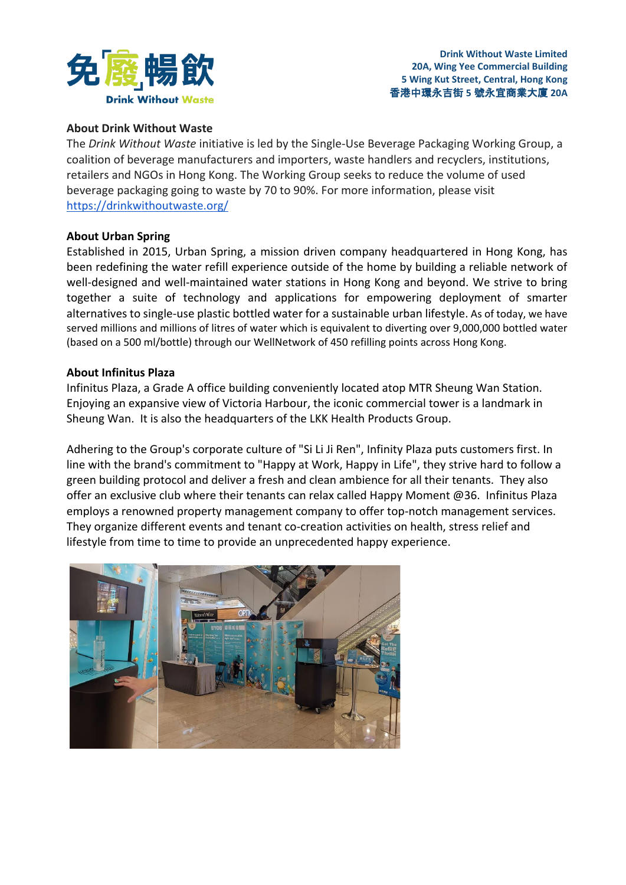Drink Without Waste Limited
20A, Wing Yee Commercial Building
5 Wing Kut Street, Central, Hong Kong
香港中環永吉街 5 號永宜商業大廈 20A

**About Drink Without Waste**

The *Drink Without Waste* initiative is led by the Single-Use Beverage Packaging Working Group, a coalition of beverage manufacturers and importers, waste handlers and recyclers, institutions, retailers and NGOs in Hong Kong. The Working Group seeks to reduce the volume of used beverage packaging going to waste by 70 to 90%. For more information, please visit https://drinkwithoutwaste.org/

**About Urban Spring**

Established in 2015, Urban Spring, a mission driven company headquartered in Hong Kong, has been redefining the water refill experience outside of the home by building a reliable network of well-designed and well-maintained water stations in Hong Kong and beyond. We strive to bring together a suite of technology and applications for empowering deployment of smarter alternatives to single-use plastic bottled water for a sustainable urban lifestyle. As of today, we have served millions and millions of litres of water which is equivalent to diverting over 9,000,000 bottled water (based on a 500 ml/bottle) through our WellNetwork of 450 refilling points across Hong Kong.

**About Infinitus Plaza**

Infinitus Plaza, a Grade A office building conveniently located atop MTR Sheung Wan Station. Enjoying an expansive view of Victoria Harbour, the iconic commercial tower is a landmark in Sheung Wan. It is also the headquarters of the LKK Health Products Group.

Adhering to the Group's corporate culture of "Si Li Ji Ren", Infinity Plaza puts customers first. In line with the brand's commitment to "Happy at Work, Happy in Life", they strive hard to follow a green building protocol and deliver a fresh and clean ambience for all their tenants. They also offer an exclusive club where their tenants can relax called Happy Moment @36. Infinitus Plaza employs a renowned property management company to offer top-notch management services. They organize different events and tenant co-creation activities on health, stress relief and lifestyle from time to time to provide an unprecedented happy experience.